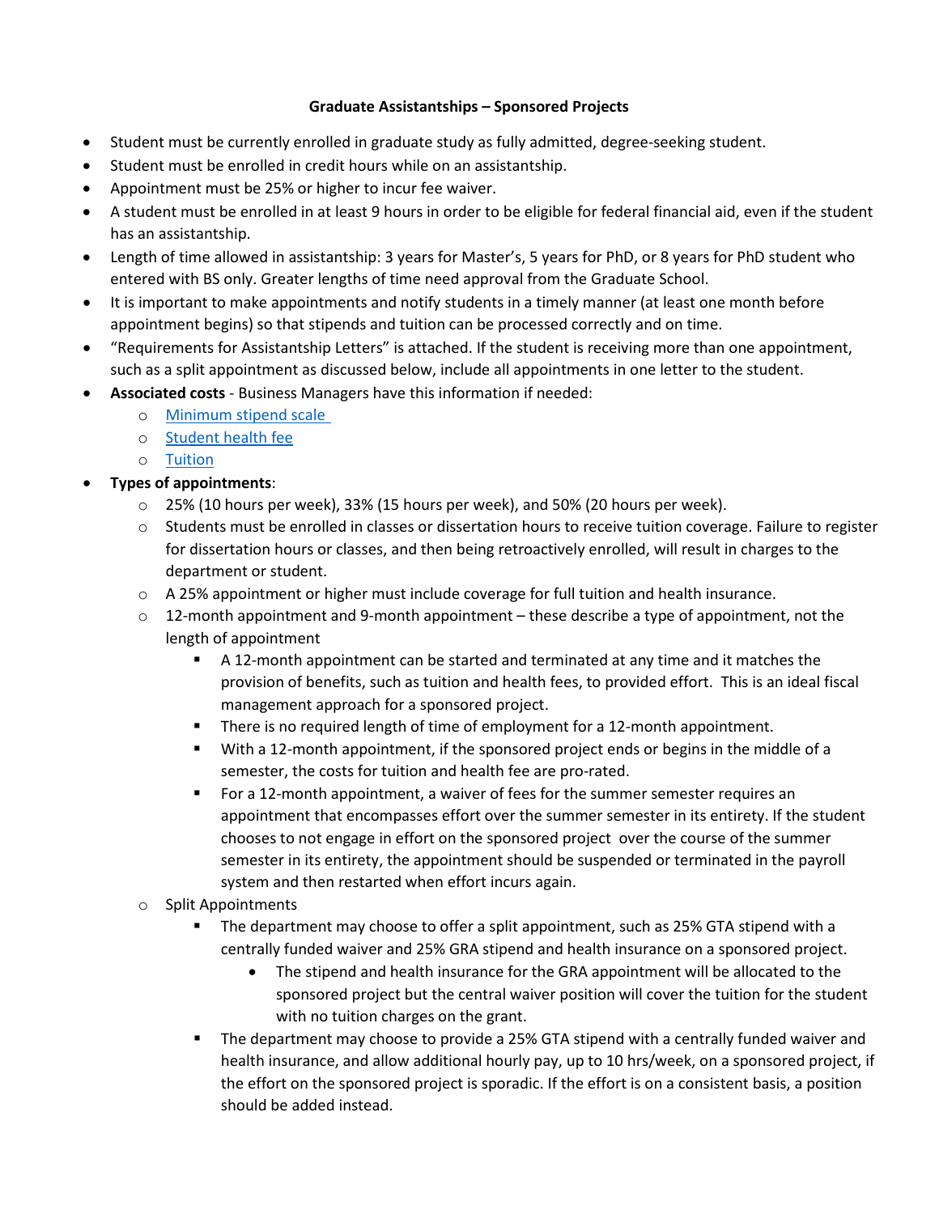## Graduate Assistantships – Sponsored Projects

- Student must be currently enrolled in graduate study as fully admitted, degree-seeking student.
- Student must be enrolled in credit hours while on an assistantship.
- Appointment must be 25% or higher to incur fee waiver.
- A student must be enrolled in at least 9 hours in order to be eligible for federal financial aid, even if the student has an assistantship.
- Length of time allowed in assistantship: 3 years for Master's, 5 years for PhD, or 8 years for PhD student who entered with BS only. Greater lengths of time need approval from the Graduate School.
- It is important to make appointments and notify students in a timely manner (at least one month before appointment begins) so that stipends and tuition can be processed correctly and on time.
- "Requirements for Assistantship Letters" is attached. If the student is receiving more than one appointment, such as a split appointment as discussed below, include all appointments in one letter to the student.
- **Associated costs** - Business Managers have this information if needed:
  - Minimum stipend scale
  - Student health fee
  - Tuition
- **Types of appointments**:
  - 25% (10 hours per week), 33% (15 hours per week), and 50% (20 hours per week).
  - Students must be enrolled in classes or dissertation hours to receive tuition coverage. Failure to register for dissertation hours or classes, and then being retroactively enrolled, will result in charges to the department or student.
  - A 25% appointment or higher must include coverage for full tuition and health insurance.
  - 12-month appointment and 9-month appointment – these describe a type of appointment, not the length of appointment
    - A 12-month appointment can be started and terminated at any time and it matches the provision of benefits, such as tuition and health fees, to provided effort. This is an ideal fiscal management approach for a sponsored project.
    - There is no required length of time of employment for a 12-month appointment.
    - With a 12-month appointment, if the sponsored project ends or begins in the middle of a semester, the costs for tuition and health fee are pro-rated.
    - For a 12-month appointment, a waiver of fees for the summer semester requires an appointment that encompasses effort over the summer semester in its entirety. If the student chooses to not engage in effort on the sponsored project over the course of the summer semester in its entirety, the appointment should be suspended or terminated in the payroll system and then restarted when effort incurs again.
  - Split Appointments
    - The department may choose to offer a split appointment, such as 25% GTA stipend with a centrally funded waiver and 25% GRA stipend and health insurance on a sponsored project.
      - The stipend and health insurance for the GRA appointment will be allocated to the sponsored project but the central waiver position will cover the tuition for the student with no tuition charges on the grant.
    - The department may choose to provide a 25% GTA stipend with a centrally funded waiver and health insurance, and allow additional hourly pay, up to 10 hrs/week, on a sponsored project, if the effort on the sponsored project is sporadic. If the effort is on a consistent basis, a position should be added instead.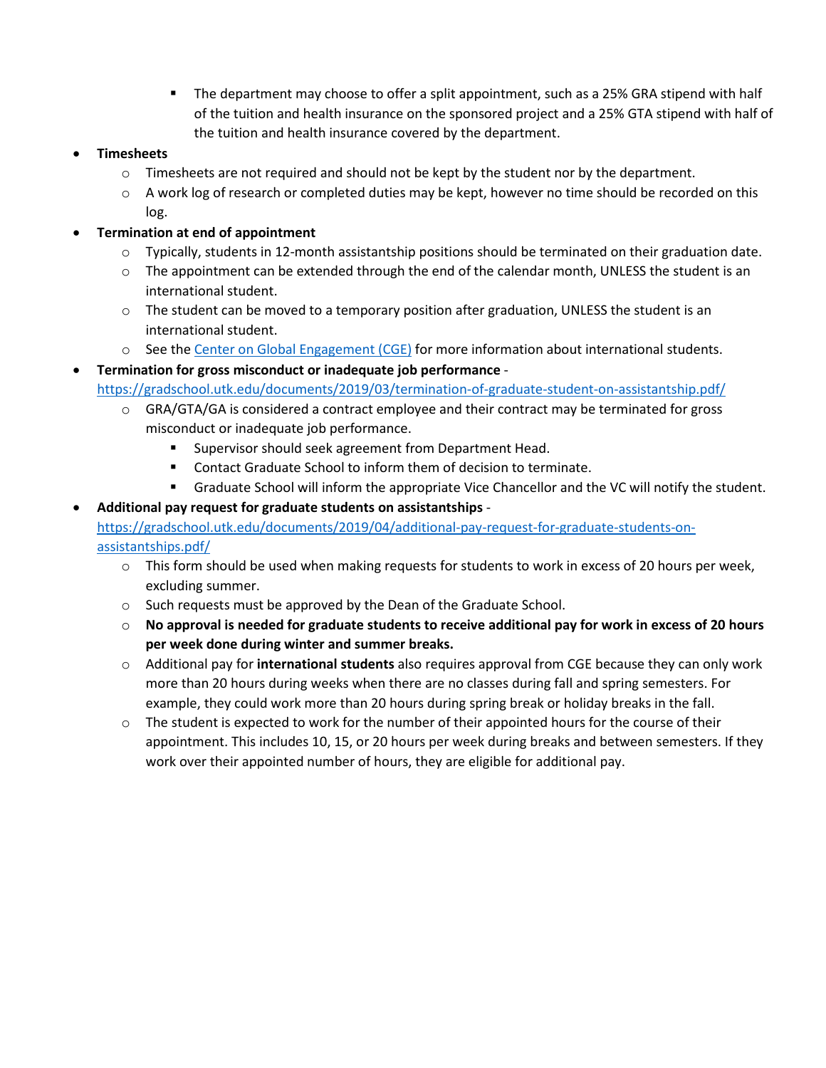- The department may choose to offer a split appointment, such as a 25% GRA stipend with half of the tuition and health insurance on the sponsored project and a 25% GTA stipend with half of the tuition and health insurance covered by the department.

- **Timesheets**
    - Timesheets are not required and should not be kept by the student nor by the department.
    - A work log of research or completed duties may be kept, however no time should be recorded on this log.
- **Termination at end of appointment**
    - Typically, students in 12-month assistantship positions should be terminated on their graduation date.
    - The appointment can be extended through the end of the calendar month, UNLESS the student is an international student.
    - The student can be moved to a temporary position after graduation, UNLESS the student is an international student.
    - See the [Center on Global Engagement (CGE)]() for more information about international students.
- **Termination for gross misconduct or inadequate job performance** - https://gradschool.utk.edu/documents/2019/03/termination-of-graduate-student-on-assistantship.pdf/
    - GRA/GTA/GA is considered a contract employee and their contract may be terminated for gross misconduct or inadequate job performance.
        - Supervisor should seek agreement from Department Head.
        - Contact Graduate School to inform them of decision to terminate.
        - Graduate School will inform the appropriate Vice Chancellor and the VC will notify the student.
- **Additional pay request for graduate students on assistantships** - https://gradschool.utk.edu/documents/2019/04/additional-pay-request-for-graduate-students-on-assistantships.pdf/
    - This form should be used when making requests for students to work in excess of 20 hours per week, excluding summer.
    - Such requests must be approved by the Dean of the Graduate School.
    - **No approval is needed for graduate students to receive additional pay for work in excess of 20 hours per week done during winter and summer breaks.**
    - Additional pay for **international students** also requires approval from CGE because they can only work more than 20 hours during weeks when there are no classes during fall and spring semesters. For example, they could work more than 20 hours during spring break or holiday breaks in the fall.
    - The student is expected to work for the number of their appointed hours for the course of their appointment. This includes 10, 15, or 20 hours per week during breaks and between semesters. If they work over their appointed number of hours, they are eligible for additional pay.